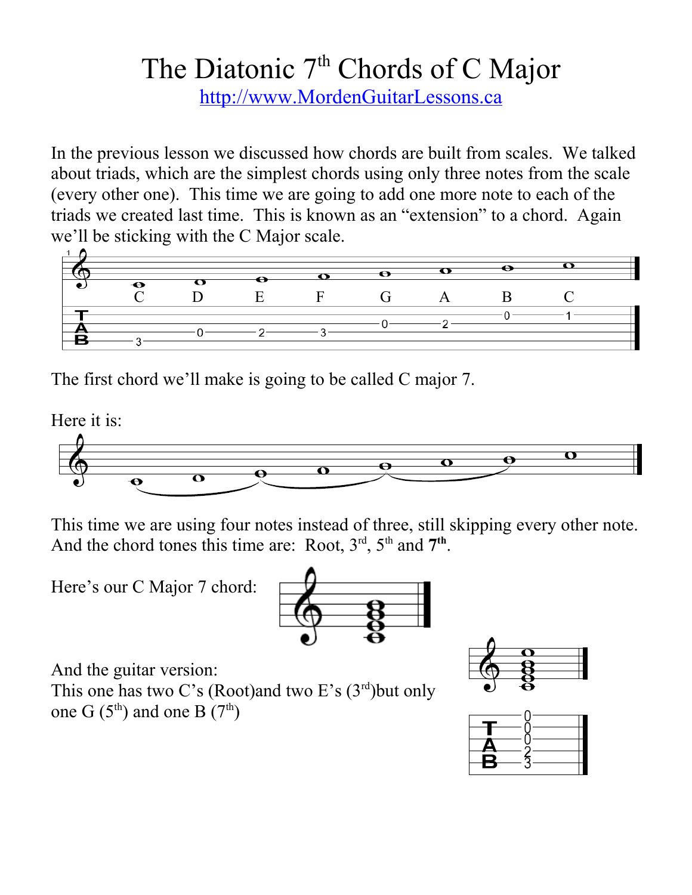# The Diatonic 7th Chords of C Major

http://www.MordenGuitarLessons.ca

In the previous lesson we discussed how chords are built from scales. We talked about triads, which are the simplest chords using only three notes from the scale (every other one). This time we are going to add one more note to each of the triads we created last time. This is known as an "extension" to a chord. Again we'll be sticking with the C Major scale.

C D E F G A B C

The first chord we'll make is going to be called C major 7.

Here it is:

This time we are using four notes instead of three, still skipping every other note. And the chord tones this time are: Root, 3rd, 5th and **7th**.

Here's our C Major 7 chord:

And the guitar version:
This one has two C's (Root)and two E's (3rd)but only one G (5th) and one B (7th)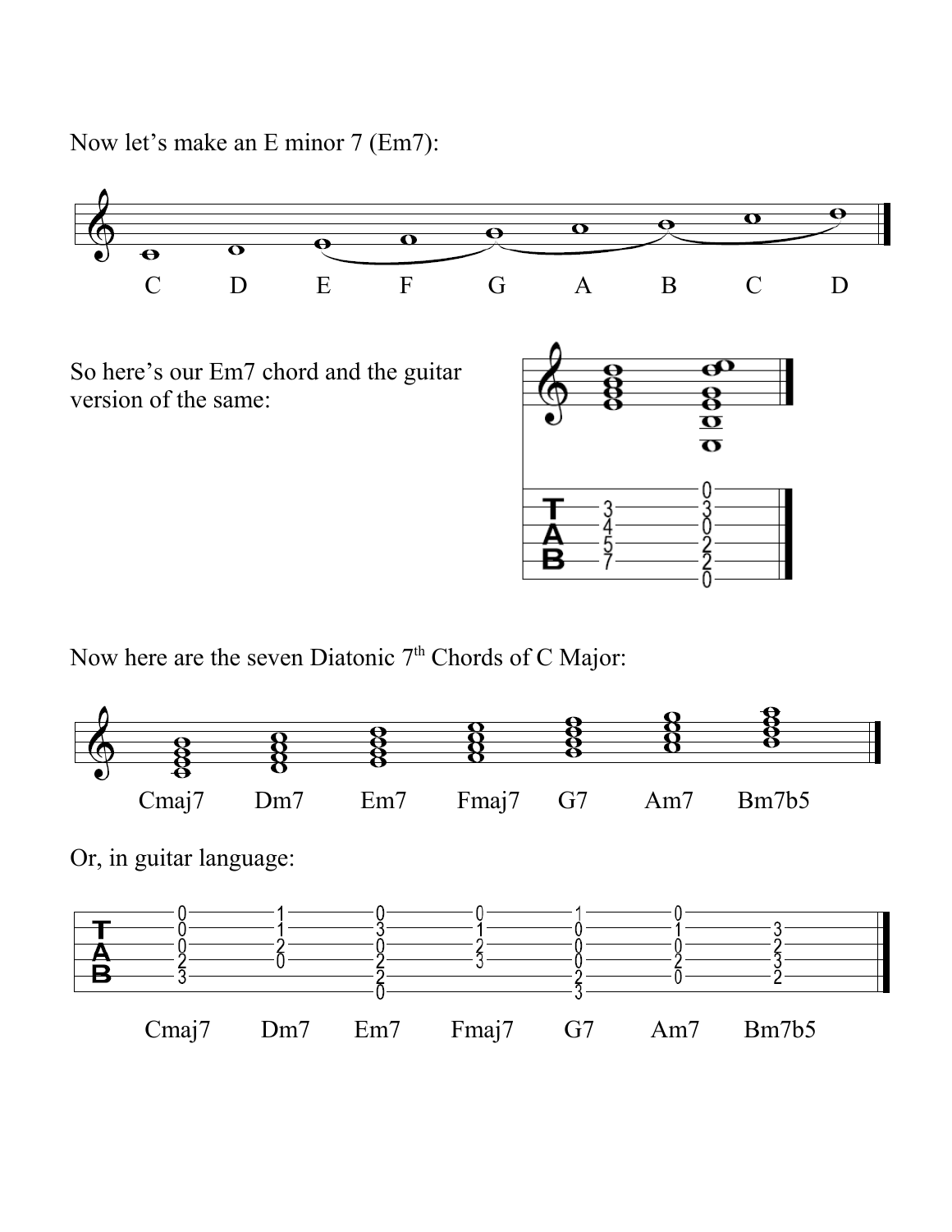Now let's make an E minor 7 (Em7):

C D E F G A B C D

So here's our Em7 chord and the guitar version of the same:

Now here are the seven Diatonic 7th Chords of C Major:

Cmaj7 Dm7 Em7 Fmaj7 G7 Am7 Bm7b5

Or, in guitar language:

Cmaj7 Dm7 Em7 Fmaj7 G7 Am7 Bm7b5